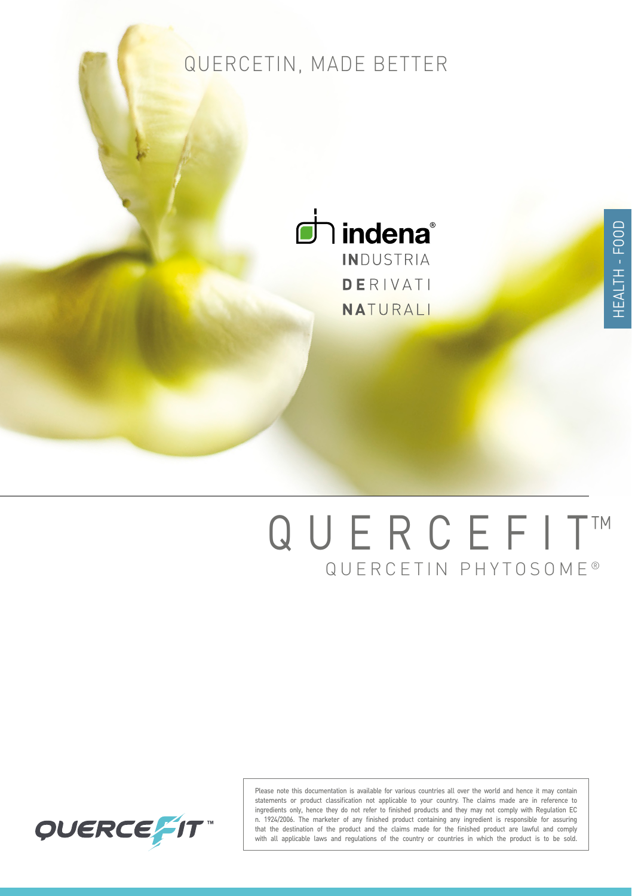QUERCETIN, MADE BETTER

indena®

**IN**DUSTRIA
**DE**RIVATI
**NA**TURALI

HEALTH - FOOD

# QUERCEFIT™

## QUERCETIN PHYTOSOME®

QUERCEFIT™

Please note this documentation is available for various countries all over the world and hence it may contain statements or product classification not applicable to your country. The claims made are in reference to ingredients only, hence they do not refer to finished products and they may not comply with Regulation EC n. 1924/2006. The marketer of any finished product containing any ingredient is responsible for assuring that the destination of the product and the claims made for the finished product are lawful and comply with all applicable laws and regulations of the country or countries in which the product is to be sold.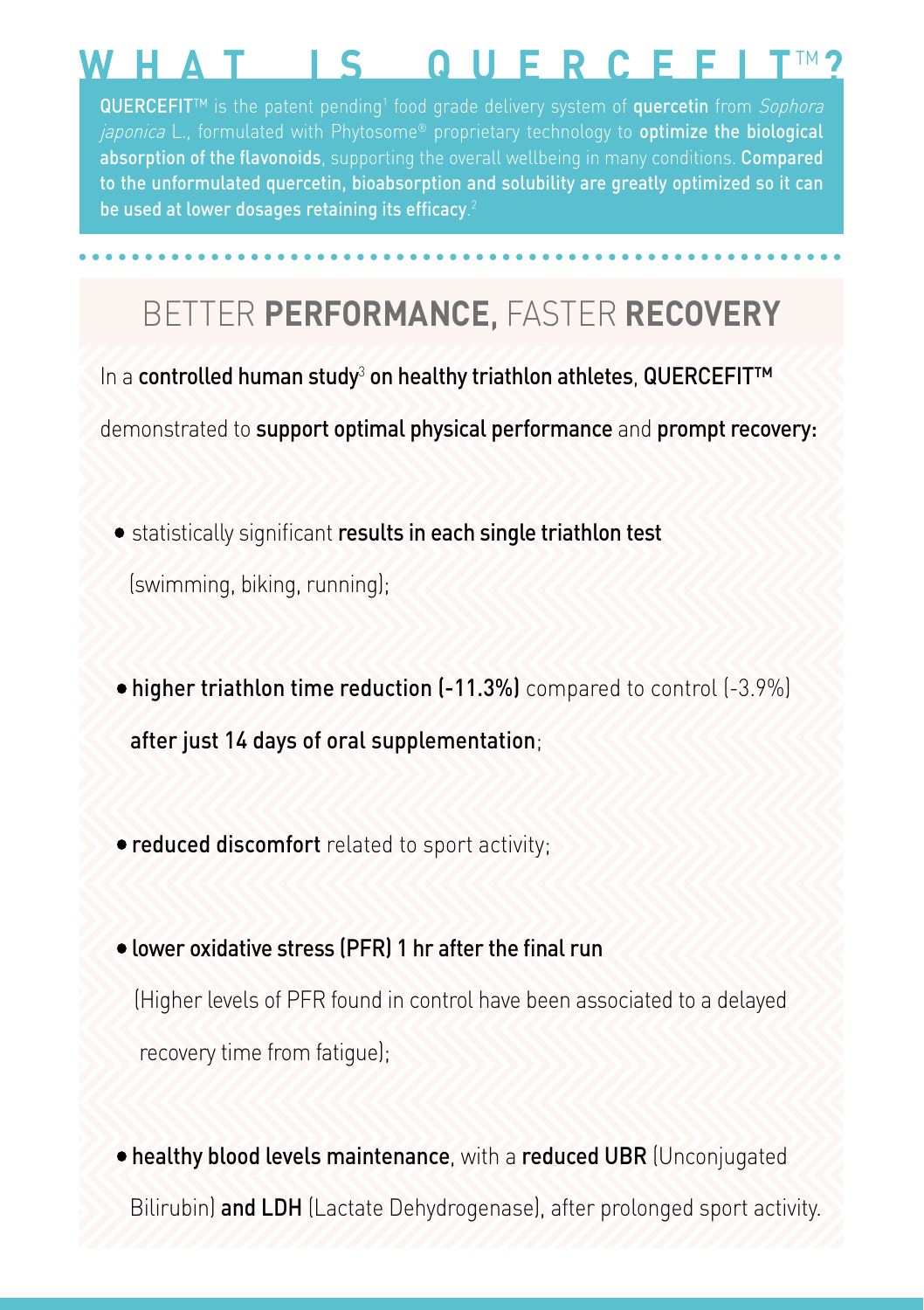# WHAT IS QUERCEFIT™?

**QUERCEFIT™** is the patent pending[1] food grade delivery system of **quercetin** from *Sophora japonica* L., formulated with Phytosome® proprietary technology to **optimize the biological absorption of the flavonoids**, supporting the overall wellbeing in many conditions. **Compared to the unformulated quercetin, bioabsorption and solubility are greatly optimized so it can be used at lower dosages retaining its efficacy**.[2]

## BETTER **PERFORMANCE**, FASTER **RECOVERY**

In a **controlled human study**[3] **on healthy triathlon athletes**, **QUERCEFIT™** demonstrated to **support optimal physical performance** and **prompt recovery:**

- statistically significant **results in each single triathlon test** (swimming, biking, running);
- **higher triathlon time reduction (-11.3%)** compared to control (-3.9%) **after just 14 days of oral supplementation**;
- **reduced discomfort** related to sport activity;
- **lower oxidative stress (PFR) 1 hr after the final run** (Higher levels of PFR found in control have been associated to a delayed recovery time from fatigue);
- **healthy blood levels maintenance**, with a **reduced UBR** (Unconjugated Bilirubin) **and LDH** (Lactate Dehydrogenase), after prolonged sport activity.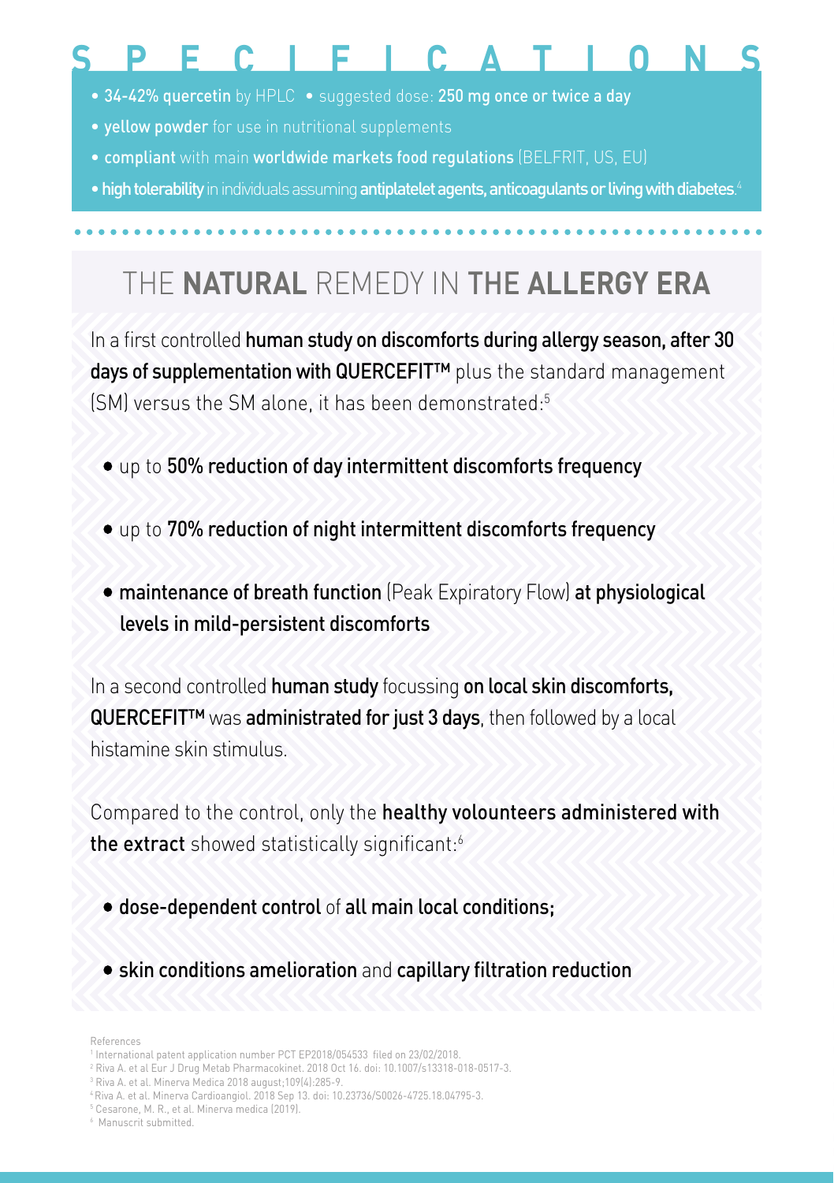# SPECIFICATIONS

- **34-42% quercetin** by HPLC • suggested dose: **250 mg once or twice a day**
- **yellow powder** for use in nutritional supplements
- **compliant** with main **worldwide markets food regulations** (BELFRIT, US, EU)
- **high tolerability** in individuals assuming **antiplatelet agents, anticoagulants or living with diabetes**.[4]

## THE **NATURAL** REMEDY IN **THE ALLERGY ERA**

In a first controlled **human study on discomforts during allergy season, after 30 days of supplementation with QUERCEFIT™** plus the standard management (SM) versus the SM alone, it has been demonstrated:[5]

- up to **50% reduction of day intermittent discomforts frequency**
- up to **70% reduction of night intermittent discomforts frequency**
- **maintenance of breath function** (Peak Expiratory Flow) **at physiological levels in mild-persistent discomforts**

In a second controlled **human study** focussing **on local skin discomforts, QUERCEFIT™** was **administrated for just 3 days**, then followed by a local histamine skin stimulus.

Compared to the control, only the **healthy volounteers administered with the extract** showed statistically significant:[6]

- **dose-dependent control** of **all main local conditions;**
- **skin conditions amelioration** and **capillary filtration reduction**

References

1 International patent application number PCT EP2018/054533 filed on 23/02/2018.
2 Riva A. et al Eur J Drug Metab Pharmacokinet. 2018 Oct 16. doi: 10.1007/s13318-018-0517-3.
3 Riva A. et al. Minerva Medica 2018 august;109(4):285-9.
4 Riva A. et al. Minerva Cardioangiol. 2018 Sep 13. doi: 10.23736/S0026-4725.18.04795-3.
5 Cesarone, M. R., et al. Minerva medica (2019).
6 Manuscrit submitted.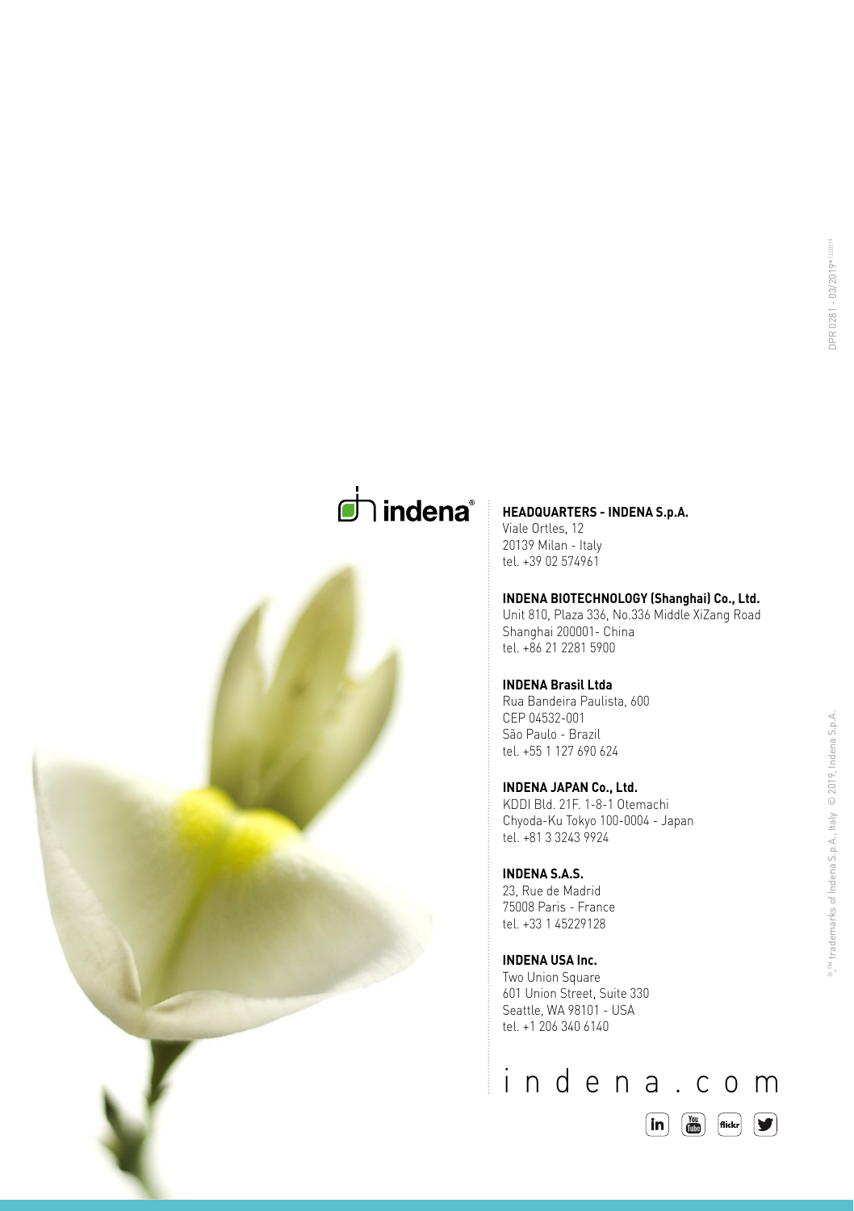indena®

**HEADQUARTERS - INDENA S.p.A.**
Viale Ortles, 12
20139 Milan - Italy
tel. +39 02 574961

**INDENA BIOTECHNOLOGY (Shanghai) Co., Ltd.**
Unit 810, Plaza 336, No.336 Middle XiZang Road
Shanghai 200001- China
tel. +86 21 2281 5900

**INDENA Brasil Ltda**
Rua Bandeira Paulista, 600
CEP 04532-001
São Paulo - Brazil
tel. +55 1 127 690 624

**INDENA JAPAN Co., Ltd.**
KDDI Bld. 21F. 1-8-1 Otemachi
Chyoda-Ku Tokyo 100-0004 - Japan
tel. +81 3 3243 9924

**INDENA S.A.S.**
23, Rue de Madrid
75008 Paris - France
tel. +33 1 45229128

**INDENA USA Inc.**
Two Union Square
601 Union Street, Suite 330
Seattle, WA 98101 - USA
tel. +1 206 340 6140

indena.com

®,™ trademarks of Indena S.p.A., Italy © 2019, Indena S.p.A.

DPR 0281 - 03/2019 • 12/2019